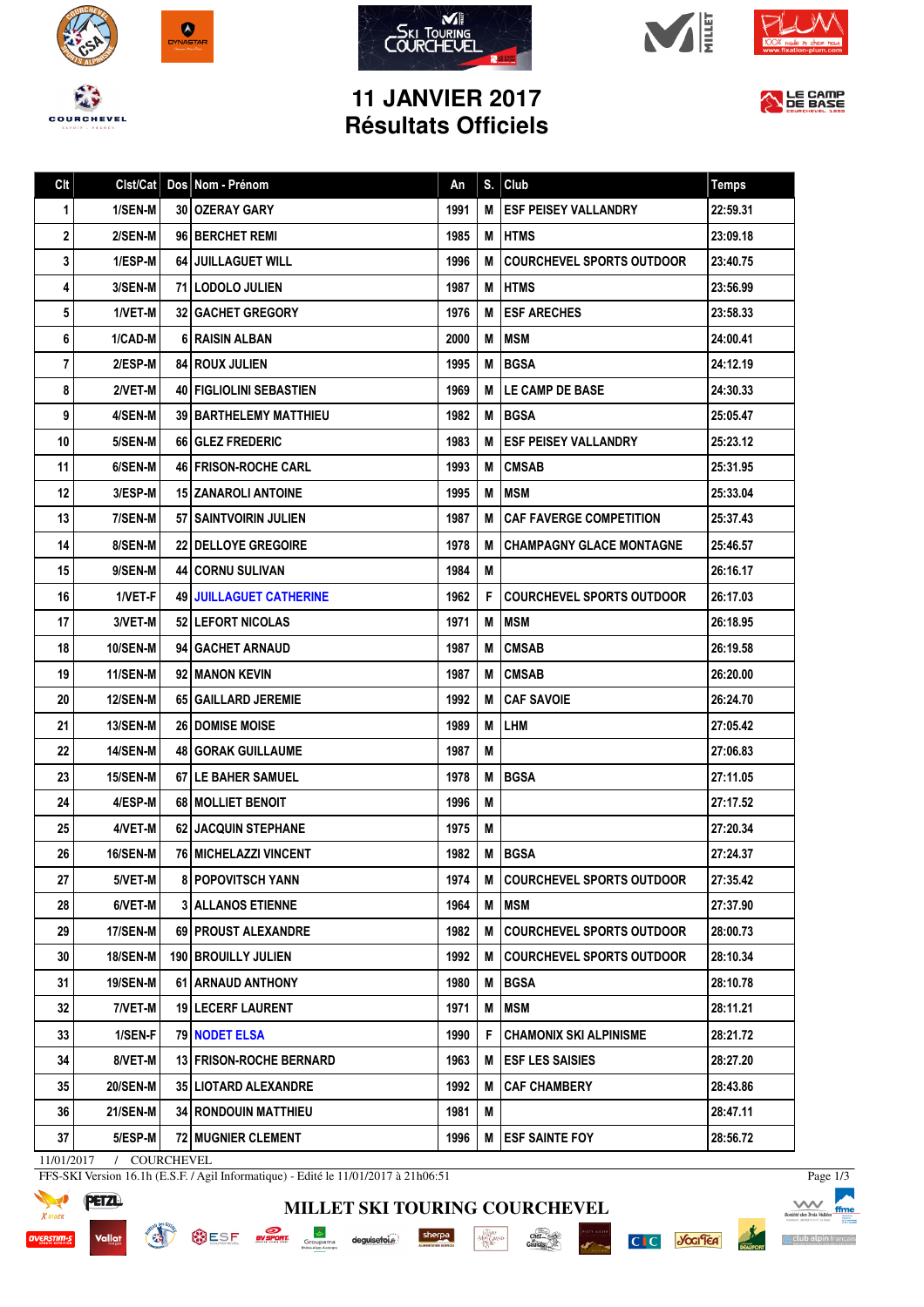# 11 JANVIER 2017
# Résultats Officiels

| Clt | Clst/Cat | Dos | Nom - Prénom | An | S. | Club | Temps |
|---|---|---|---|---|---|---|---|
| 1 | 1/SEN-M | 30 | OZERAY GARY | 1991 | M | ESF PEISEY VALLANDRY | 22:59.31 |
| 2 | 2/SEN-M | 96 | BERCHET REMI | 1985 | M | HTMS | 23:09.18 |
| 3 | 1/ESP-M | 64 | JUILLAGUET WILL | 1996 | M | COURCHEVEL SPORTS OUTDOOR | 23:40.75 |
| 4 | 3/SEN-M | 71 | LODOLO JULIEN | 1987 | M | HTMS | 23:56.99 |
| 5 | 1/VET-M | 32 | GACHET GREGORY | 1976 | M | ESF ARECHES | 23:58.33 |
| 6 | 1/CAD-M | 6 | RAISIN ALBAN | 2000 | M | MSM | 24:00.41 |
| 7 | 2/ESP-M | 84 | ROUX JULIEN | 1995 | M | BGSA | 24:12.19 |
| 8 | 2/VET-M | 40 | FIGLIOLINI SEBASTIEN | 1969 | M | LE CAMP DE BASE | 24:30.33 |
| 9 | 4/SEN-M | 39 | BARTHELEMY MATTHIEU | 1982 | M | BGSA | 25:05.47 |
| 10 | 5/SEN-M | 66 | GLEZ FREDERIC | 1983 | M | ESF PEISEY VALLANDRY | 25:23.12 |
| 11 | 6/SEN-M | 46 | FRISON-ROCHE CARL | 1993 | M | CMSAB | 25:31.95 |
| 12 | 3/ESP-M | 15 | ZANAROLI ANTOINE | 1995 | M | MSM | 25:33.04 |
| 13 | 7/SEN-M | 57 | SAINTVOIRIN JULIEN | 1987 | M | CAF FAVERGE COMPETITION | 25:37.43 |
| 14 | 8/SEN-M | 22 | DELLOYE GREGOIRE | 1978 | M | CHAMPAGNY GLACE MONTAGNE | 25:46.57 |
| 15 | 9/SEN-M | 44 | CORNU SULIVAN | 1984 | M | | 26:16.17 |
| 16 | 1/VET-F | 49 | JUILLAGUET CATHERINE | 1962 | F | COURCHEVEL SPORTS OUTDOOR | 26:17.03 |
| 17 | 3/VET-M | 52 | LEFORT NICOLAS | 1971 | M | MSM | 26:18.95 |
| 18 | 10/SEN-M | 94 | GACHET ARNAUD | 1987 | M | CMSAB | 26:19.58 |
| 19 | 11/SEN-M | 92 | MANON KEVIN | 1987 | M | CMSAB | 26:20.00 |
| 20 | 12/SEN-M | 65 | GAILLARD JEREMIE | 1992 | M | CAF SAVOIE | 26:24.70 |
| 21 | 13/SEN-M | 26 | DOMISE MOISE | 1989 | M | LHM | 27:05.42 |
| 22 | 14/SEN-M | 48 | GORAK GUILLAUME | 1987 | M | | 27:06.83 |
| 23 | 15/SEN-M | 67 | LE BAHER SAMUEL | 1978 | M | BGSA | 27:11.05 |
| 24 | 4/ESP-M | 68 | MOLLIET BENOIT | 1996 | M | | 27:17.52 |
| 25 | 4/VET-M | 62 | JACQUIN STEPHANE | 1975 | M | | 27:20.34 |
| 26 | 16/SEN-M | 76 | MICHELAZZI VINCENT | 1982 | M | BGSA | 27:24.37 |
| 27 | 5/VET-M | 8 | POPOVITSCH YANN | 1974 | M | COURCHEVEL SPORTS OUTDOOR | 27:35.42 |
| 28 | 6/VET-M | 3 | ALLANOS ETIENNE | 1964 | M | MSM | 27:37.90 |
| 29 | 17/SEN-M | 69 | PROUST ALEXANDRE | 1982 | M | COURCHEVEL SPORTS OUTDOOR | 28:00.73 |
| 30 | 18/SEN-M | 190 | BROUILLY JULIEN | 1992 | M | COURCHEVEL SPORTS OUTDOOR | 28:10.34 |
| 31 | 19/SEN-M | 61 | ARNAUD ANTHONY | 1980 | M | BGSA | 28:10.78 |
| 32 | 7/VET-M | 19 | LECERF LAURENT | 1971 | M | MSM | 28:11.21 |
| 33 | 1/SEN-F | 79 | NODET ELSA | 1990 | F | CHAMONIX SKI ALPINISME | 28:21.72 |
| 34 | 8/VET-M | 13 | FRISON-ROCHE BERNARD | 1963 | M | ESF LES SAISIES | 28:27.20 |
| 35 | 20/SEN-M | 35 | LIOTARD ALEXANDRE | 1992 | M | CAF CHAMBERY | 28:43.86 |
| 36 | 21/SEN-M | 34 | RONDOUIN MATTHIEU | 1981 | M | | 28:47.11 |
| 37 | 5/ESP-M | 72 | MUGNIER CLEMENT | 1996 | M | ESF SAINTE FOY | 28:56.72 |

11/01/2017 / COURCHEVEL

FFS-SKI Version 16.1h (E.S.F. / Agil Informatique) - Edité le 11/01/2017 à 21h06:51

MILLET SKI TOURING COURCHEVEL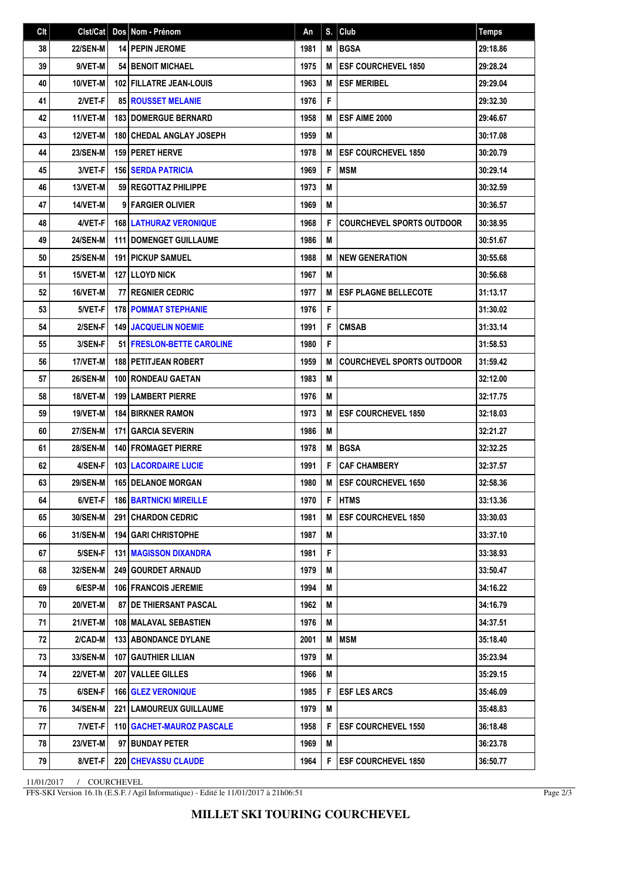| Clt | Clst/Cat | Dos | Nom - Prénom | An | S. | Club | Temps |
|---|---|---|---|---|---|---|---|
| 38 | 22/SEN-M | 14 | PEPIN JEROME | 1981 | M | BGSA | 29:18.86 |
| 39 | 9/VET-M | 54 | BENOIT MICHAEL | 1975 | M | ESF COURCHEVEL 1850 | 29:28.24 |
| 40 | 10/VET-M | 102 | FILLATRE JEAN-LOUIS | 1963 | M | ESF MERIBEL | 29:29.04 |
| 41 | 2/VET-F | 85 | ROUSSET MELANIE | 1976 | F | | 29:32.30 |
| 42 | 11/VET-M | 183 | DOMERGUE BERNARD | 1958 | M | ESF AIME 2000 | 29:46.67 |
| 43 | 12/VET-M | 180 | CHEDAL ANGLAY JOSEPH | 1959 | M | | 30:17.08 |
| 44 | 23/SEN-M | 159 | PERET HERVE | 1978 | M | ESF COURCHEVEL 1850 | 30:20.79 |
| 45 | 3/VET-F | 156 | SERDA PATRICIA | 1969 | F | MSM | 30:29.14 |
| 46 | 13/VET-M | 59 | REGOTTAZ PHILIPPE | 1973 | M | | 30:32.59 |
| 47 | 14/VET-M | 9 | FARGIER OLIVIER | 1969 | M | | 30:36.57 |
| 48 | 4/VET-F | 168 | LATHURAZ VERONIQUE | 1968 | F | COURCHEVEL SPORTS OUTDOOR | 30:38.95 |
| 49 | 24/SEN-M | 111 | DOMENGET GUILLAUME | 1986 | M | | 30:51.67 |
| 50 | 25/SEN-M | 191 | PICKUP SAMUEL | 1988 | M | NEW GENERATION | 30:55.68 |
| 51 | 15/VET-M | 127 | LLOYD NICK | 1967 | M | | 30:56.68 |
| 52 | 16/VET-M | 77 | REGNIER CEDRIC | 1977 | M | ESF PLAGNE BELLECOTE | 31:13.17 |
| 53 | 5/VET-F | 178 | POMMAT STEPHANIE | 1976 | F | | 31:30.02 |
| 54 | 2/SEN-F | 149 | JACQUELIN NOEMIE | 1991 | F | CMSAB | 31:33.14 |
| 55 | 3/SEN-F | 51 | FRESLON-BETTE CAROLINE | 1980 | F | | 31:58.53 |
| 56 | 17/VET-M | 188 | PETITJEAN ROBERT | 1959 | M | COURCHEVEL SPORTS OUTDOOR | 31:59.42 |
| 57 | 26/SEN-M | 100 | RONDEAU GAETAN | 1983 | M | | 32:12.00 |
| 58 | 18/VET-M | 199 | LAMBERT PIERRE | 1976 | M | | 32:17.75 |
| 59 | 19/VET-M | 184 | BIRKNER RAMON | 1973 | M | ESF COURCHEVEL 1850 | 32:18.03 |
| 60 | 27/SEN-M | 171 | GARCIA SEVERIN | 1986 | M | | 32:21.27 |
| 61 | 28/SEN-M | 140 | FROMAGET PIERRE | 1978 | M | BGSA | 32:32.25 |
| 62 | 4/SEN-F | 103 | LACORDAIRE LUCIE | 1991 | F | CAF CHAMBERY | 32:37.57 |
| 63 | 29/SEN-M | 165 | DELANOE MORGAN | 1980 | M | ESF COURCHEVEL 1650 | 32:58.36 |
| 64 | 6/VET-F | 186 | BARTNICKI MIREILLE | 1970 | F | HTMS | 33:13.36 |
| 65 | 30/SEN-M | 291 | CHARDON CEDRIC | 1981 | M | ESF COURCHEVEL 1850 | 33:30.03 |
| 66 | 31/SEN-M | 194 | GARI CHRISTOPHE | 1987 | M | | 33:37.10 |
| 67 | 5/SEN-F | 131 | MAGISSON DIXANDRA | 1981 | F | | 33:38.93 |
| 68 | 32/SEN-M | 249 | GOURDET ARNAUD | 1979 | M | | 33:50.47 |
| 69 | 6/ESP-M | 106 | FRANCOIS JEREMIE | 1994 | M | | 34:16.22 |
| 70 | 20/VET-M | 87 | DE THIERSANT PASCAL | 1962 | M | | 34:16.79 |
| 71 | 21/VET-M | 108 | MALAVAL SEBASTIEN | 1976 | M | | 34:37.51 |
| 72 | 2/CAD-M | 133 | ABONDANCE DYLANE | 2001 | M | MSM | 35:18.40 |
| 73 | 33/SEN-M | 107 | GAUTHIER LILIAN | 1979 | M | | 35:23.94 |
| 74 | 22/VET-M | 207 | VALLEE GILLES | 1966 | M | | 35:29.15 |
| 75 | 6/SEN-F | 166 | GLEZ VERONIQUE | 1985 | F | ESF LES ARCS | 35:46.09 |
| 76 | 34/SEN-M | 221 | LAMOUREUX GUILLAUME | 1979 | M | | 35:48.83 |
| 77 | 7/VET-F | 110 | GACHET-MAUROZ PASCALE | 1958 | F | ESF COURCHEVEL 1550 | 36:18.48 |
| 78 | 23/VET-M | 97 | BUNDAY PETER | 1969 | M | | 36:23.78 |
| 79 | 8/VET-F | 220 | CHEVASSU CLAUDE | 1964 | F | ESF COURCHEVEL 1850 | 36:50.77 |

11/01/2017 / COURCHEVEL

FFS-SKI Version 16.1h (E.S.F. / Agil Informatique) - Edité le 11/01/2017 à 21h06:51

**MILLET SKI TOURING COURCHEVEL**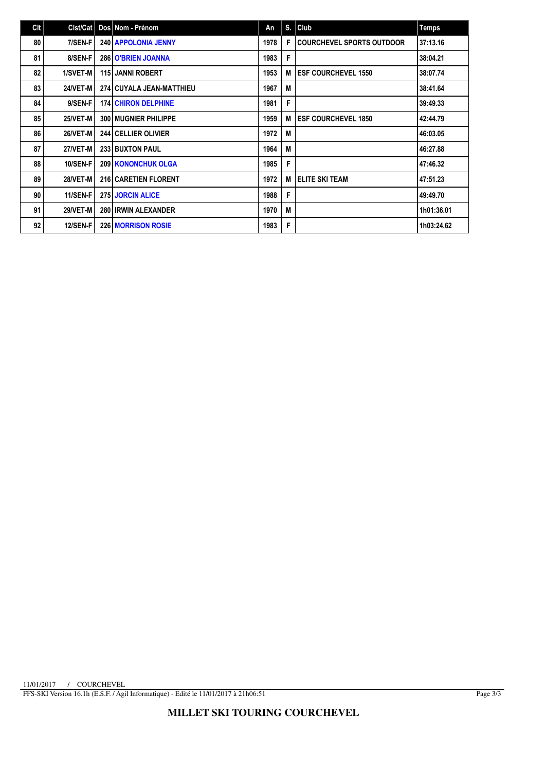| Clt | Clst/Cat | Dos | Nom - Prénom | An | S. | Club | Temps |
|---|---|---|---|---|---|---|---|
| 80 | 7/SEN-F | 240 | APPOLONIA JENNY | 1978 | F | COURCHEVEL SPORTS OUTDOOR | 37:13.16 |
| 81 | 8/SEN-F | 286 | O'BRIEN JOANNA | 1983 | F | | 38:04.21 |
| 82 | 1/SVET-M | 115 | JANNI ROBERT | 1953 | M | ESF COURCHEVEL 1550 | 38:07.74 |
| 83 | 24/VET-M | 274 | CUYALA JEAN-MATTHIEU | 1967 | M | | 38:41.64 |
| 84 | 9/SEN-F | 174 | CHIRON DELPHINE | 1981 | F | | 39:49.33 |
| 85 | 25/VET-M | 300 | MUGNIER PHILIPPE | 1959 | M | ESF COURCHEVEL 1850 | 42:44.79 |
| 86 | 26/VET-M | 244 | CELLIER OLIVIER | 1972 | M | | 46:03.05 |
| 87 | 27/VET-M | 233 | BUXTON PAUL | 1964 | M | | 46:27.88 |
| 88 | 10/SEN-F | 209 | KONONCHUK OLGA | 1985 | F | | 47:46.32 |
| 89 | 28/VET-M | 216 | CARETIEN FLORENT | 1972 | M | ELITE SKI TEAM | 47:51.23 |
| 90 | 11/SEN-F | 275 | JORCIN ALICE | 1988 | F | | 49:49.70 |
| 91 | 29/VET-M | 280 | IRWIN ALEXANDER | 1970 | M | | 1h01:36.01 |
| 92 | 12/SEN-F | 226 | MORRISON ROSIE | 1983 | F | | 1h03:24.62 |

11/01/2017 / COURCHEVEL

FFS-SKI Version 16.1h (E.S.F. / Agil Informatique) - Edité le 11/01/2017 à 21h06:51

**MILLET SKI TOURING COURCHEVEL**